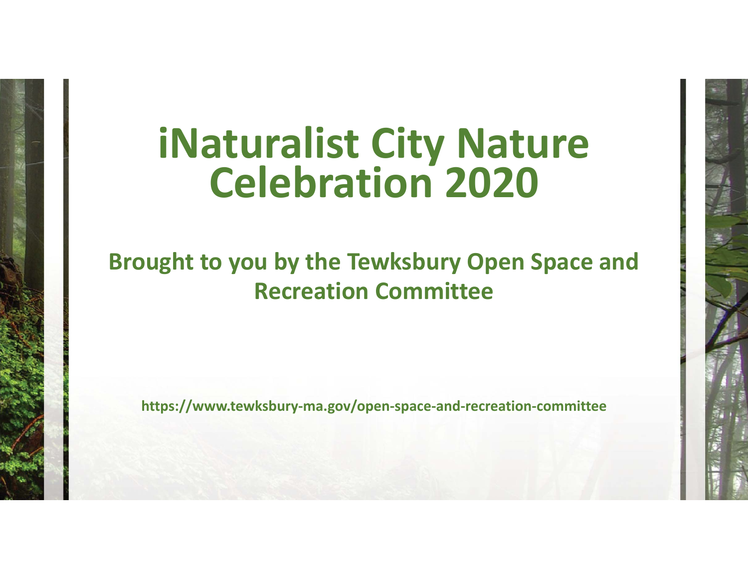# iNaturalist City Nature Celebration 2020

**Brought to you by the Tewksbury Open Space and Recreation Committee**

**https://www.tewksbury-ma.gov/open-space-and-recreation-committee**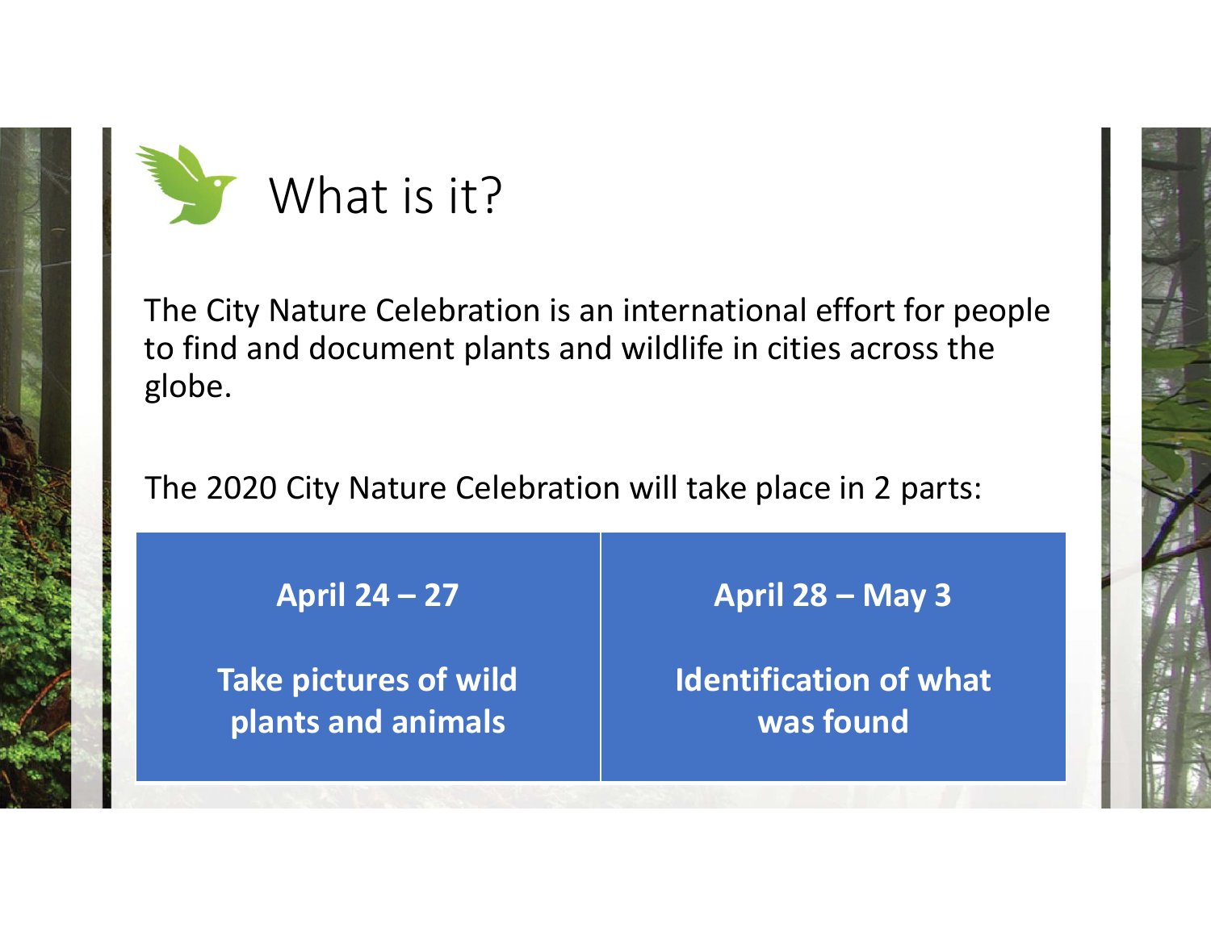# What is it?

The City Nature Celebration is an international effort for people to find and document plants and wildlife in cities across the globe.

The 2020 City Nature Celebration will take place in 2 parts:

| April 24 – 27 | April 28 – May 3 |
| --- | --- |
| **Take pictures of wild plants and animals** | **Identification of what was found** |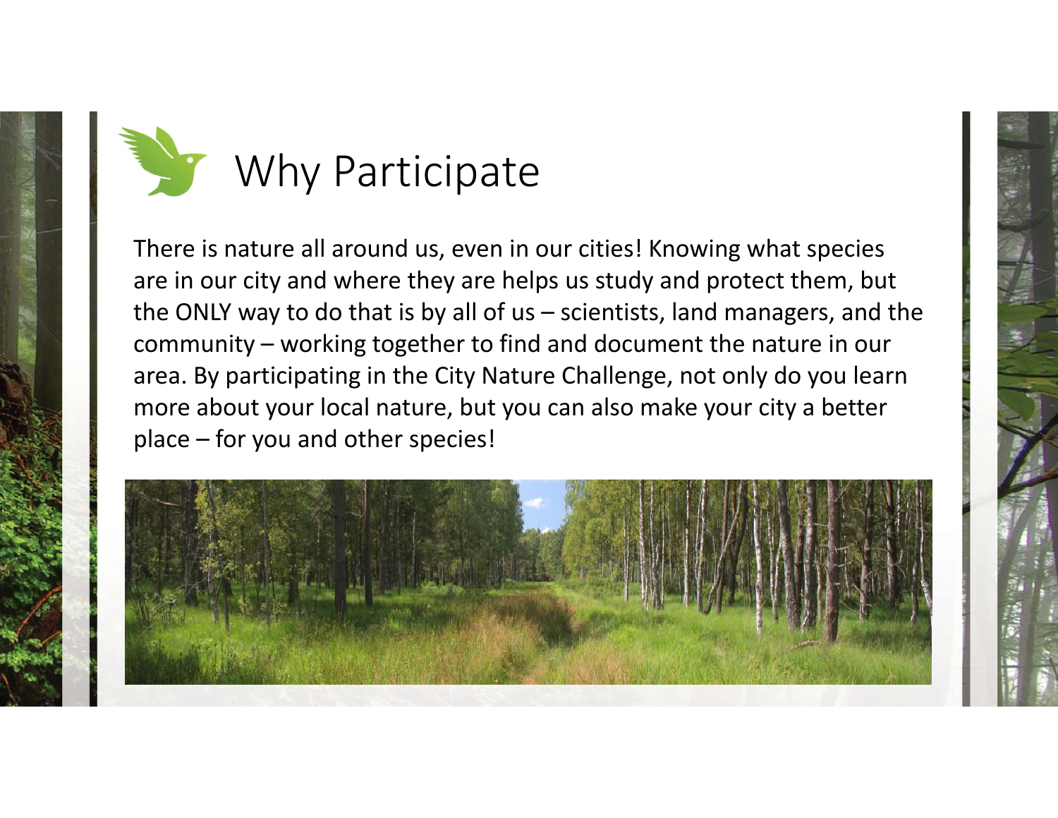# Why Participate

There is nature all around us, even in our cities! Knowing what species are in our city and where they are helps us study and protect them, but the ONLY way to do that is by all of us – scientists, land managers, and the community – working together to find and document the nature in our area. By participating in the City Nature Challenge, not only do you learn more about your local nature, but you can also make your city a better place – for you and other species!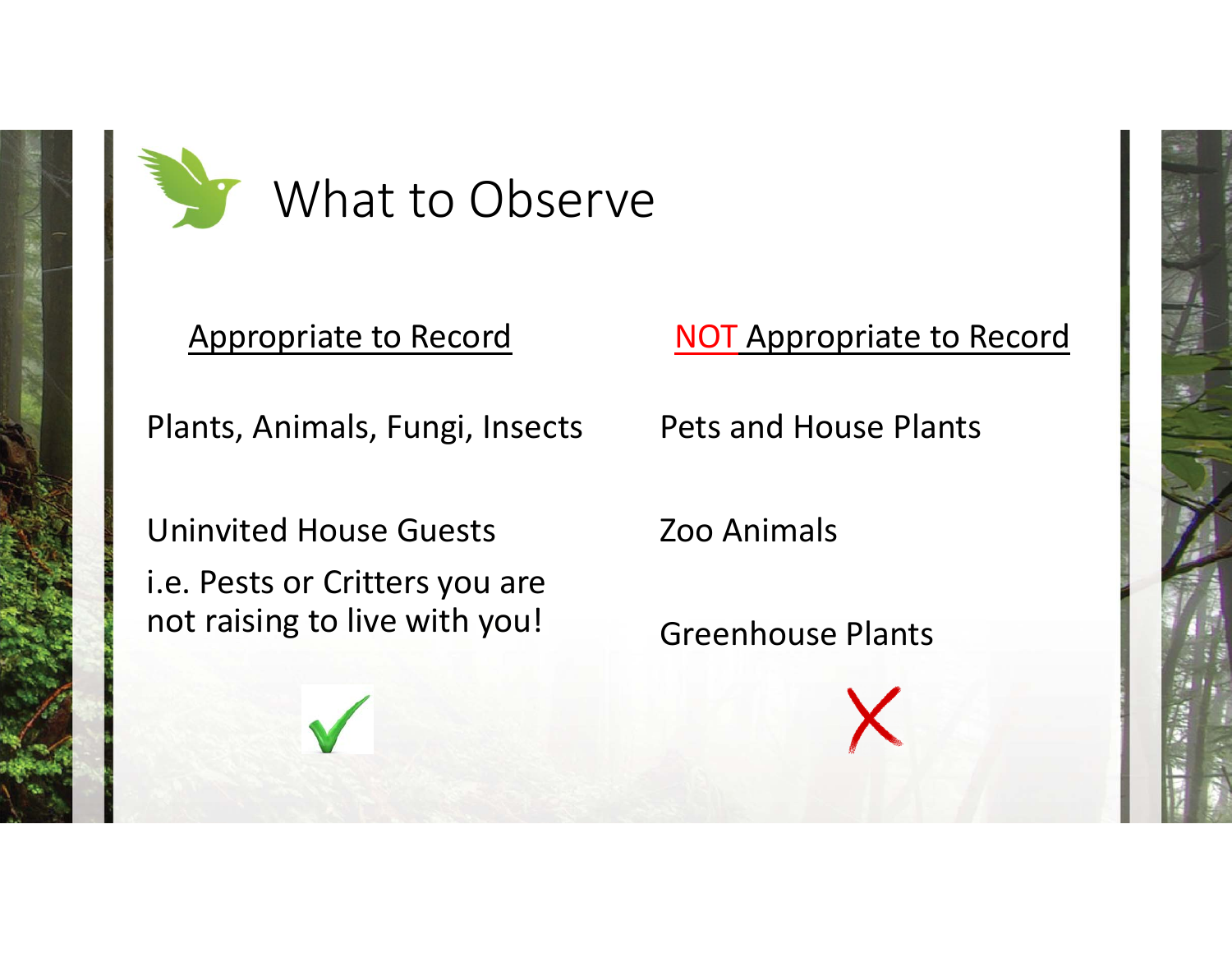# What to Observe

| Appropriate to Record | NOT Appropriate to Record |
| --- | --- |
| Plants, Animals, Fungi, Insects | Pets and House Plants |
| Uninvited House Guests<br>i.e. Pests or Critters you are not raising to live with you! | Zoo Animals |
| | Greenhouse Plants |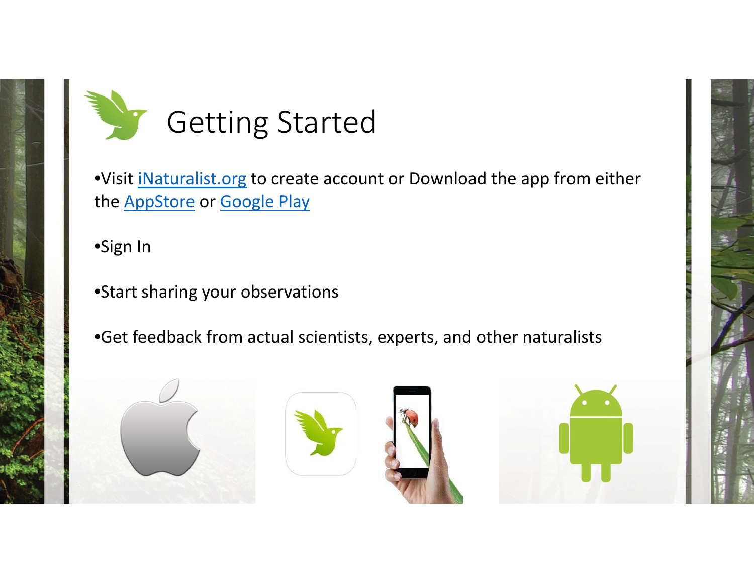# Getting Started

- Visit iNaturalist.org to create account or Download the app from either the AppStore or Google Play

- Sign In

- Start sharing your observations

- Get feedback from actual scientists, experts, and other naturalists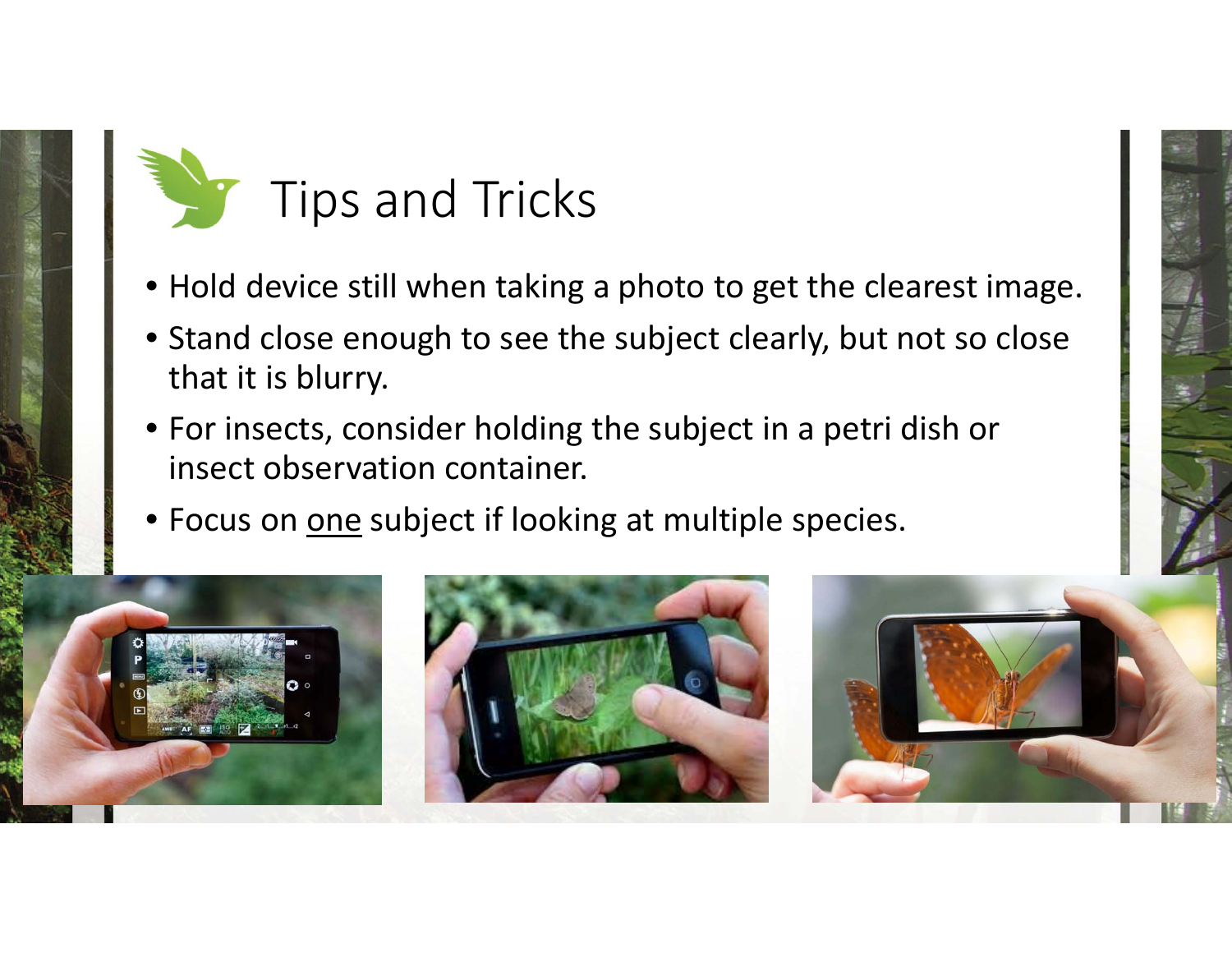# Tips and Tricks

- Hold device still when taking a photo to get the clearest image.
- Stand close enough to see the subject clearly, but not so close that it is blurry.
- For insects, consider holding the subject in a petri dish or insect observation container.
- Focus on <u>one</u> subject if looking at multiple species.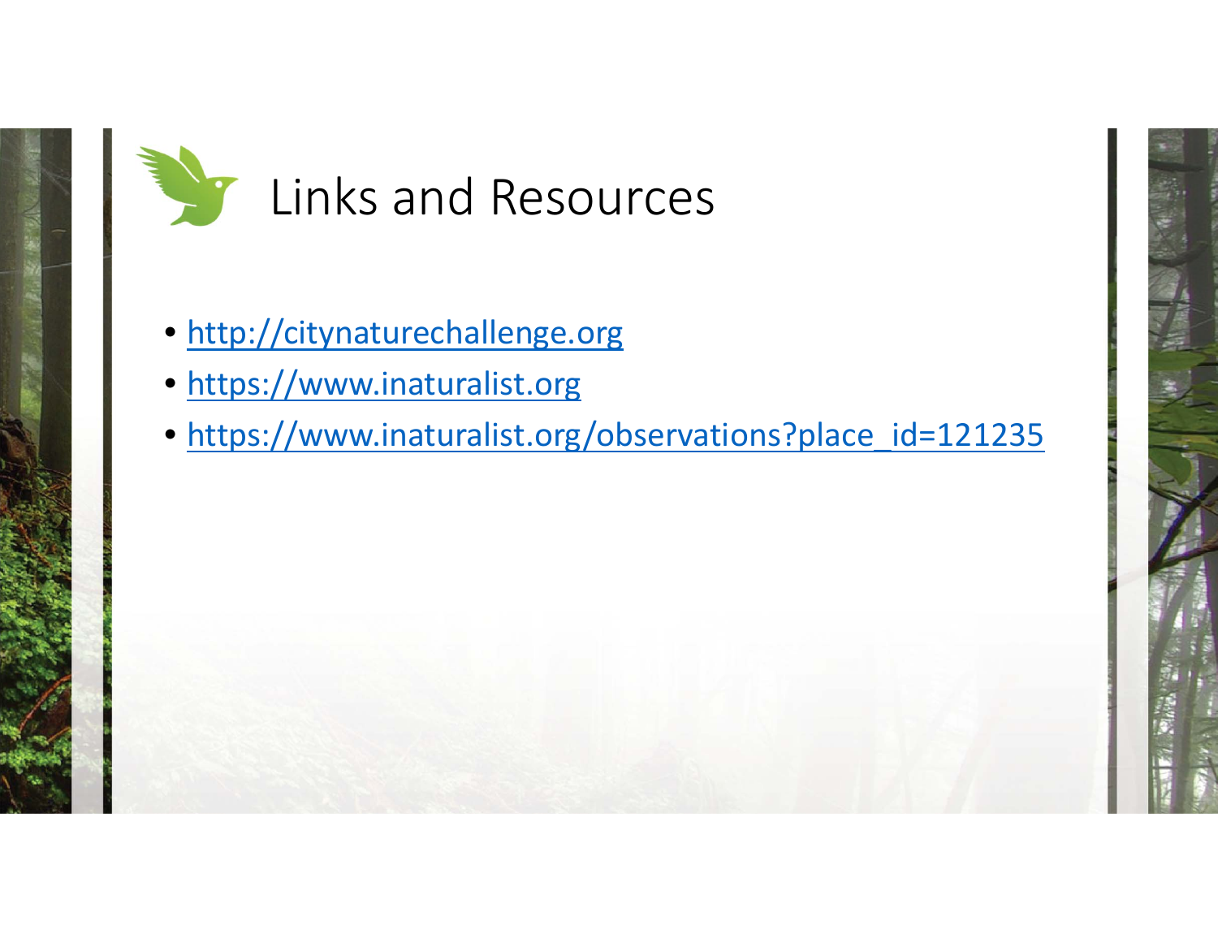# Links and Resources

- http://citynaturechallenge.org
- https://www.inaturalist.org
- https://www.inaturalist.org/observations?place_id=121235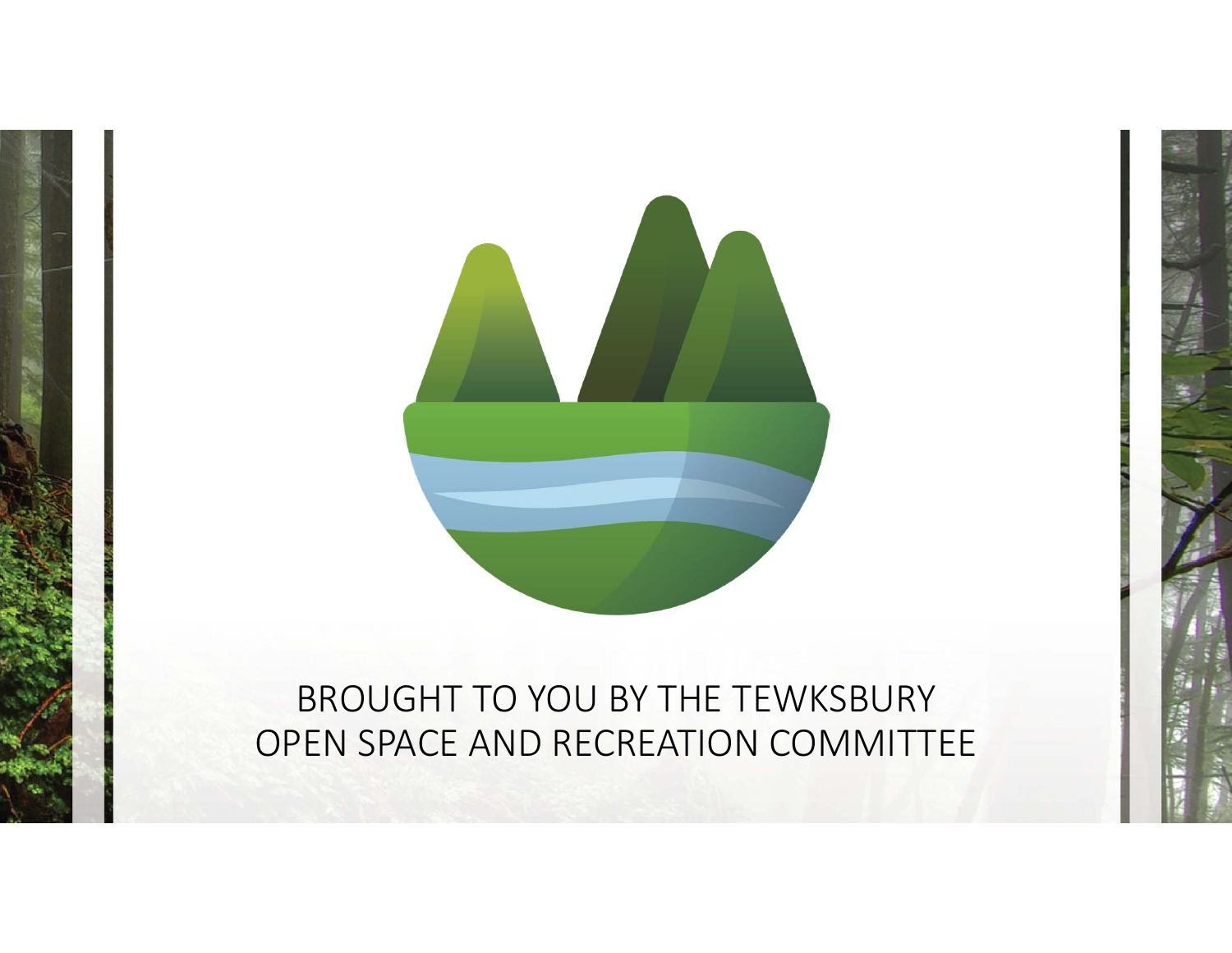BROUGHT TO YOU BY THE TEWKSBURY OPEN SPACE AND RECREATION COMMITTEE